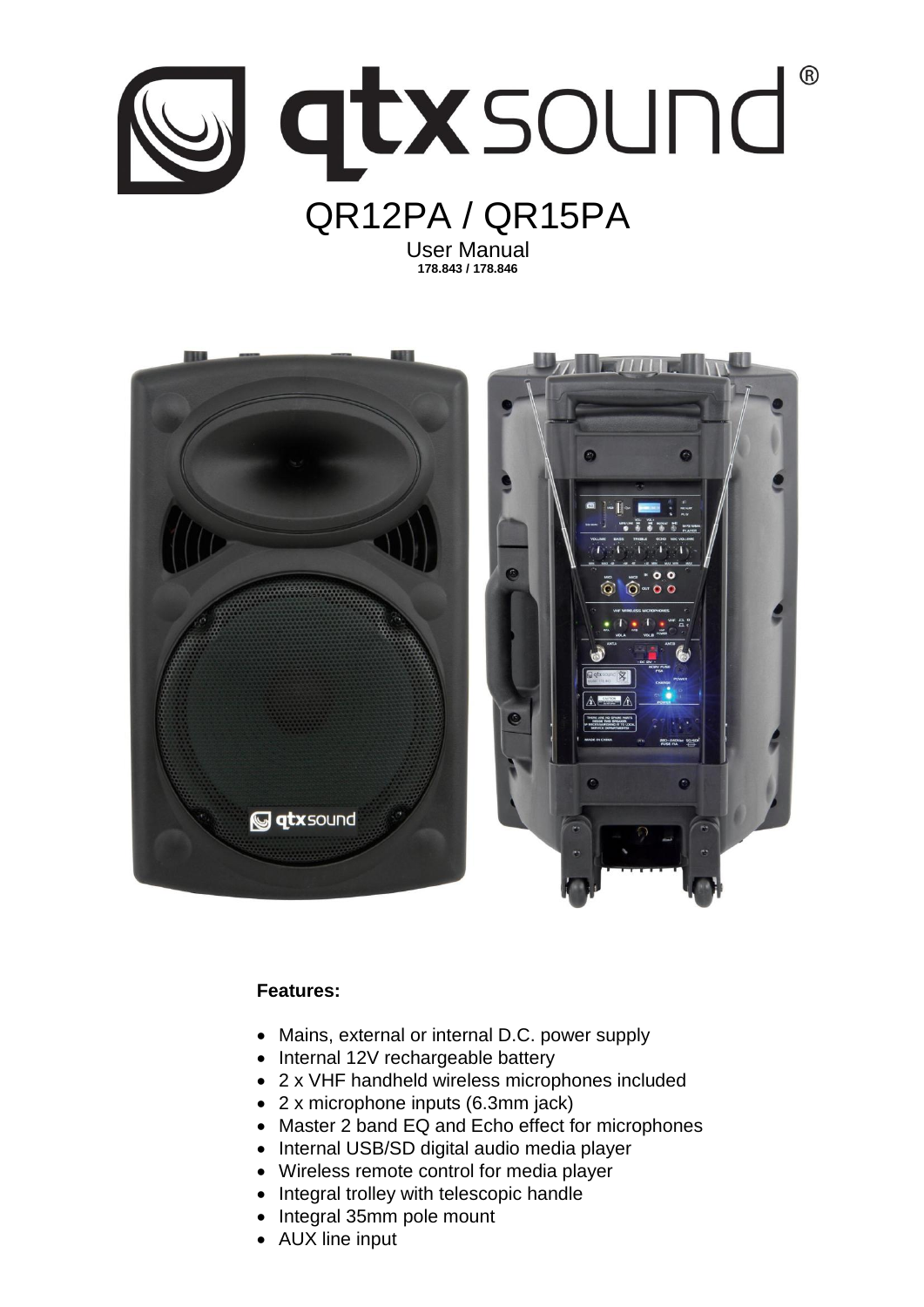# qtxsound®

## QR12PA / QR15PA

User Manual
**178.843 / 178.846**

**Features:**

- Mains, external or internal D.C. power supply
- Internal 12V rechargeable battery
- 2 x VHF handheld wireless microphones included
- 2 x microphone inputs (6.3mm jack)
- Master 2 band EQ and Echo effect for microphones
- Internal USB/SD digital audio media player
- Wireless remote control for media player
- Integral trolley with telescopic handle
- Integral 35mm pole mount
- AUX line input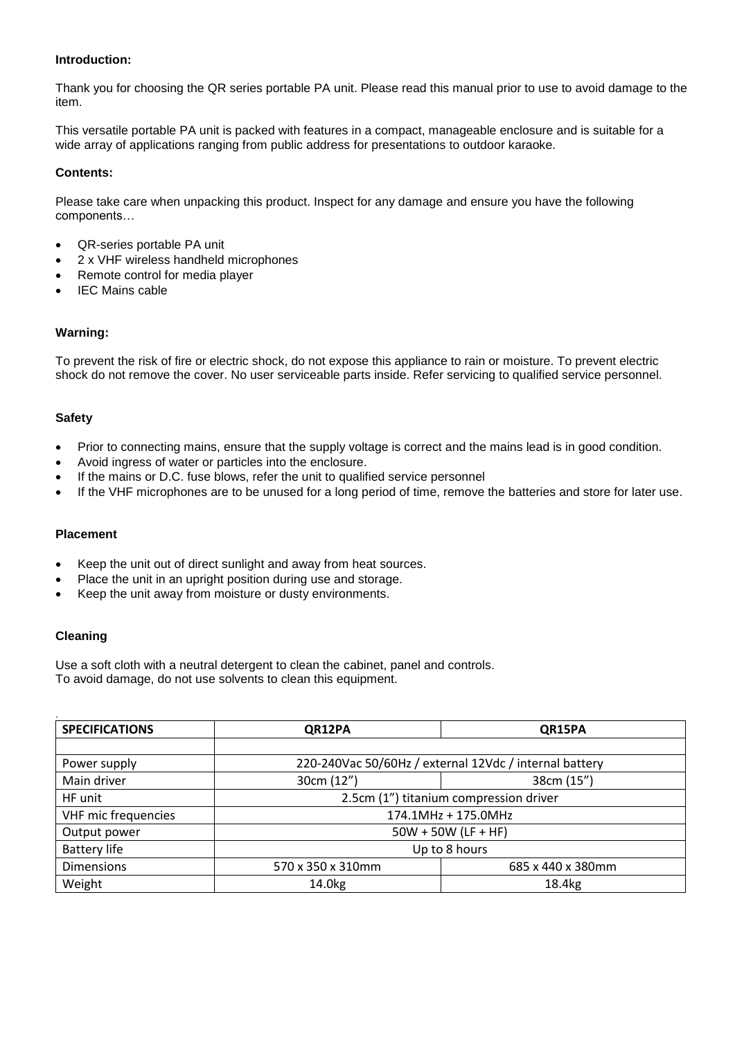**Introduction:**

Thank you for choosing the QR series portable PA unit. Please read this manual prior to use to avoid damage to the item.

This versatile portable PA unit is packed with features in a compact, manageable enclosure and is suitable for a wide array of applications ranging from public address for presentations to outdoor karaoke.

**Contents:**

Please take care when unpacking this product. Inspect for any damage and ensure you have the following components…

- QR-series portable PA unit
- 2 x VHF wireless handheld microphones
- Remote control for media player
- IEC Mains cable

**Warning:**

To prevent the risk of fire or electric shock, do not expose this appliance to rain or moisture. To prevent electric shock do not remove the cover. No user serviceable parts inside. Refer servicing to qualified service personnel.

**Safety**

- Prior to connecting mains, ensure that the supply voltage is correct and the mains lead is in good condition.
- Avoid ingress of water or particles into the enclosure.
- If the mains or D.C. fuse blows, refer the unit to qualified service personnel
- If the VHF microphones are to be unused for a long period of time, remove the batteries and store for later use.

**Placement**

- Keep the unit out of direct sunlight and away from heat sources.
- Place the unit in an upright position during use and storage.
- Keep the unit away from moisture or dusty environments.

**Cleaning**

Use a soft cloth with a neutral detergent to clean the cabinet, panel and controls.
To avoid damage, do not use solvents to clean this equipment.

| SPECIFICATIONS | QR12PA | QR15PA |
|---|---|---|
| | | |
| Power supply | 220-240Vac 50/60Hz / external 12Vdc / internal battery | |
| Main driver | 30cm (12”) | 38cm (15”) |
| HF unit | 2.5cm (1”) titanium compression driver | |
| VHF mic frequencies | 174.1MHz + 175.0MHz | |
| Output power | 50W + 50W (LF + HF) | |
| Battery life | Up to 8 hours | |
| Dimensions | 570 x 350 x 310mm | 685 x 440 x 380mm |
| Weight | 14.0kg | 18.4kg |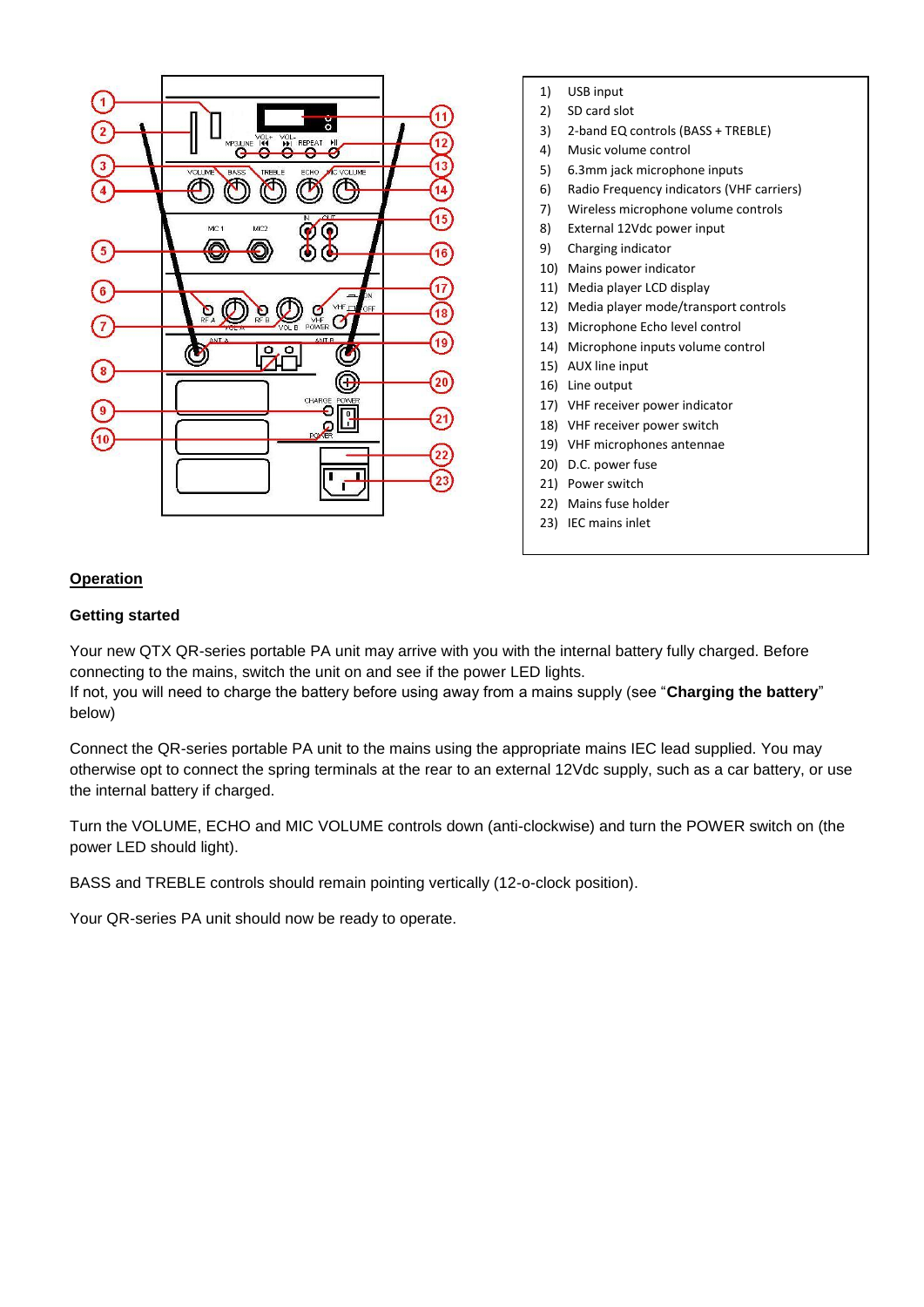1) USB input
2) SD card slot
3) 2-band EQ controls (BASS + TREBLE)
4) Music volume control
5) 6.3mm jack microphone inputs
6) Radio Frequency indicators (VHF carriers)
7) Wireless microphone volume controls
8) External 12Vdc power input
9) Charging indicator
10) Mains power indicator
11) Media player LCD display
12) Media player mode/transport controls
13) Microphone Echo level control
14) Microphone inputs volume control
15) AUX line input
16) Line output
17) VHF receiver power indicator
18) VHF receiver power switch
19) VHF microphones antennae
20) D.C. power fuse
21) Power switch
22) Mains fuse holder
23) IEC mains inlet

## Operation

### Getting started

Your new QTX QR-series portable PA unit may arrive with you with the internal battery fully charged. Before connecting to the mains, switch the unit on and see if the power LED lights.
If not, you will need to charge the battery before using away from a mains supply (see "**Charging the battery**" below)

Connect the QR-series portable PA unit to the mains using the appropriate mains IEC lead supplied. You may otherwise opt to connect the spring terminals at the rear to an external 12Vdc supply, such as a car battery, or use the internal battery if charged.

Turn the VOLUME, ECHO and MIC VOLUME controls down (anti-clockwise) and turn the POWER switch on (the power LED should light).

BASS and TREBLE controls should remain pointing vertically (12-o-clock position).

Your QR-series PA unit should now be ready to operate.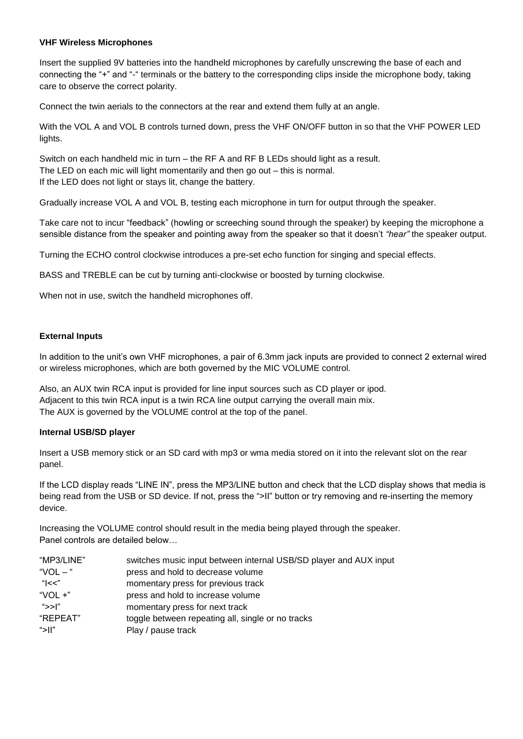**VHF Wireless Microphones**

Insert the supplied 9V batteries into the handheld microphones by carefully unscrewing the base of each and connecting the "+" and "-" terminals or the battery to the corresponding clips inside the microphone body, taking care to observe the correct polarity.

Connect the twin aerials to the connectors at the rear and extend them fully at an angle.

With the VOL A and VOL B controls turned down, press the VHF ON/OFF button in so that the VHF POWER LED lights.

Switch on each handheld mic in turn – the RF A and RF B LEDs should light as a result.
The LED on each mic will light momentarily and then go out – this is normal.
If the LED does not light or stays lit, change the battery.

Gradually increase VOL A and VOL B, testing each microphone in turn for output through the speaker.

Take care not to incur "feedback" (howling or screeching sound through the speaker) by keeping the microphone a sensible distance from the speaker and pointing away from the speaker so that it doesn't *"hear"* the speaker output.

Turning the ECHO control clockwise introduces a pre-set echo function for singing and special effects.

BASS and TREBLE can be cut by turning anti-clockwise or boosted by turning clockwise.

When not in use, switch the handheld microphones off.

**External Inputs**

In addition to the unit's own VHF microphones, a pair of 6.3mm jack inputs are provided to connect 2 external wired or wireless microphones, which are both governed by the MIC VOLUME control.

Also, an AUX twin RCA input is provided for line input sources such as CD player or ipod.
Adjacent to this twin RCA input is a twin RCA line output carrying the overall main mix.
The AUX is governed by the VOLUME control at the top of the panel.

**Internal USB/SD player**

Insert a USB memory stick or an SD card with mp3 or wma media stored on it into the relevant slot on the rear panel.

If the LCD display reads "LINE IN", press the MP3/LINE button and check that the LCD display shows that media is being read from the USB or SD device. If not, press the ">II" button or try removing and re-inserting the memory device.

Increasing the VOLUME control should result in the media being played through the speaker.
Panel controls are detailed below…

| | |
|---|---|
| "MP3/LINE" | switches music input between internal USB/SD player and AUX input |
| "VOL – " | press and hold to decrease volume |
| "I<<" | momentary press for previous track |
| "VOL +" | press and hold to increase volume |
| ">>I" | momentary press for next track |
| "REPEAT" | toggle between repeating all, single or no tracks |
| ">II" | Play / pause track |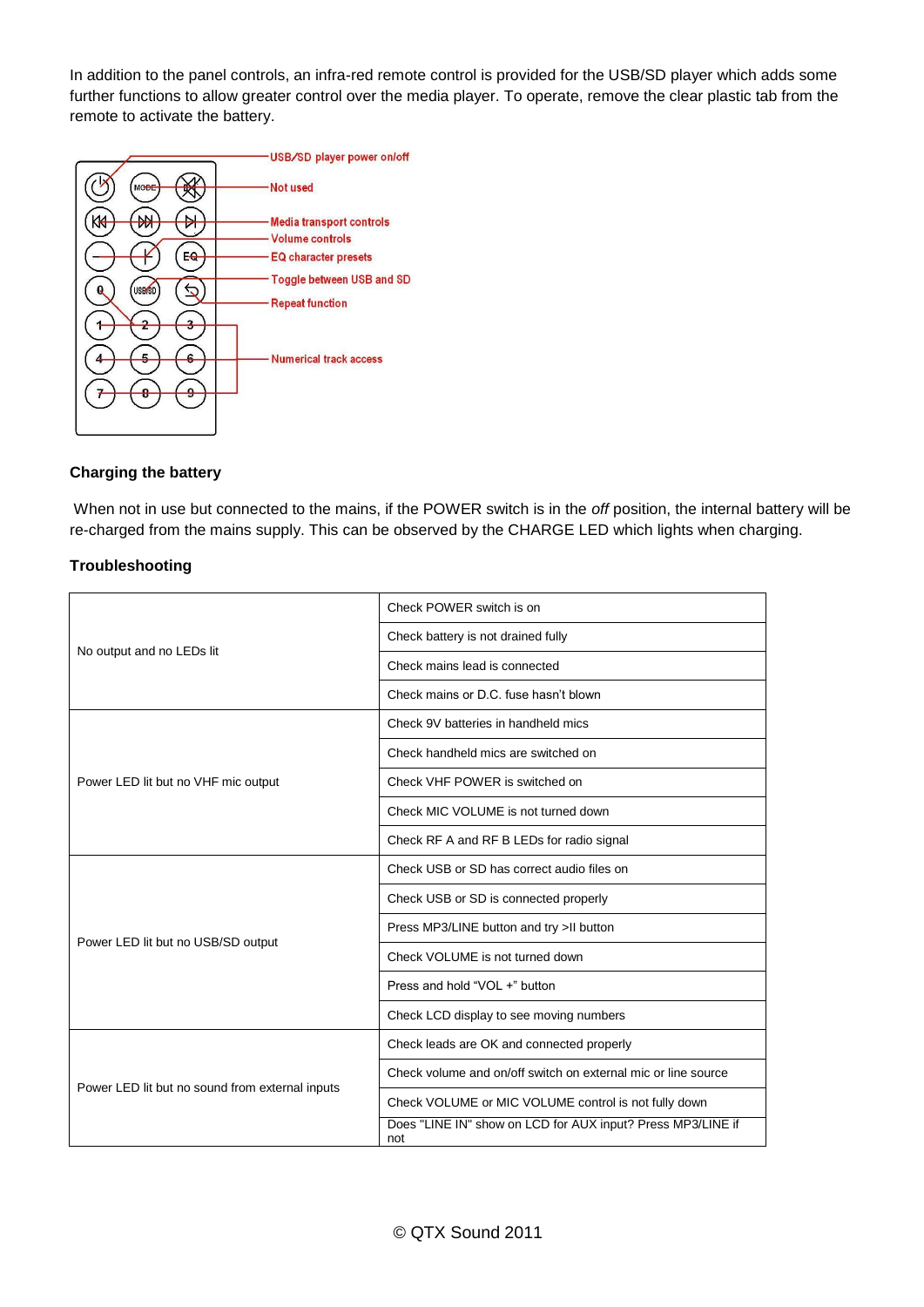In addition to the panel controls, an infra-red remote control is provided for the USB/SD player which adds some further functions to allow greater control over the media player. To operate, remove the clear plastic tab from the remote to activate the battery.

USB/SD player power on/off
Not used
Media transport controls
Volume controls
EQ character presets
Toggle between USB and SD
Repeat function
Numerical track access

### Charging the battery

When not in use but connected to the mains, if the POWER switch is in the *off* position, the internal battery will be re-charged from the mains supply. This can be observed by the CHARGE LED which lights when charging.

### Troubleshooting

| | |
|---|---|
| No output and no LEDs lit | Check POWER switch is on |
| | Check battery is not drained fully |
| | Check mains lead is connected |
| | Check mains or D.C. fuse hasn't blown |
| Power LED lit but no VHF mic output | Check 9V batteries in handheld mics |
| | Check handheld mics are switched on |
| | Check VHF POWER is switched on |
| | Check MIC VOLUME is not turned down |
| | Check RF A and RF B LEDs for radio signal |
| Power LED lit but no USB/SD output | Check USB or SD has correct audio files on |
| | Check USB or SD is connected properly |
| | Press MP3/LINE button and try >II button |
| | Check VOLUME is not turned down |
| | Press and hold "VOL +" button |
| | Check LCD display to see moving numbers |
| Power LED lit but no sound from external inputs | Check leads are OK and connected properly |
| | Check volume and on/off switch on external mic or line source |
| | Check VOLUME or MIC VOLUME control is not fully down |
| | Does "LINE IN" show on LCD for AUX input? Press MP3/LINE if not |

© QTX Sound 2011